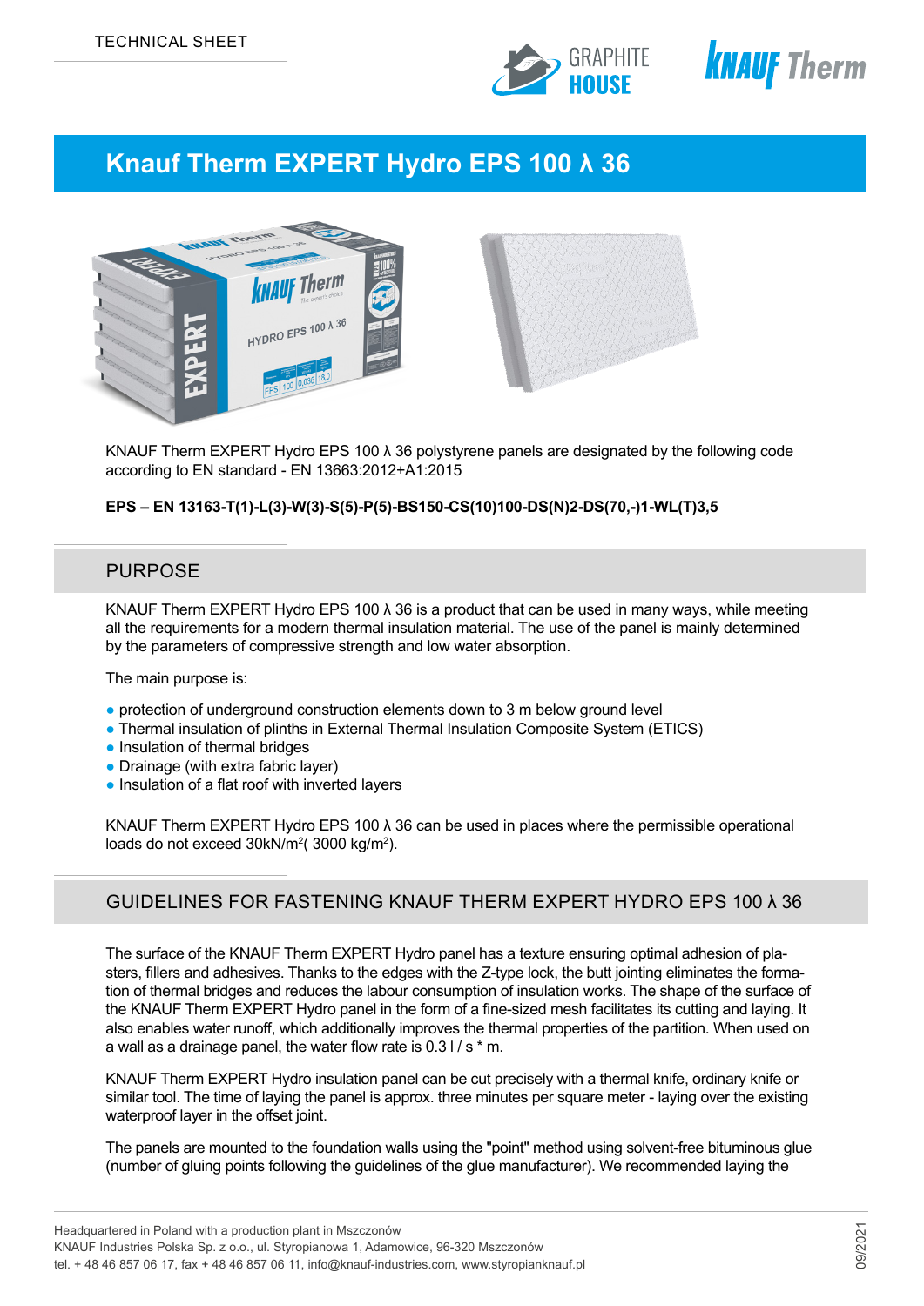TECHNICAL SHEET

# Knauf Therm EXPERT Hydro EPS 100 λ 36

KNAUF Therm EXPERT Hydro EPS 100 λ 36 polystyrene panels are designated by the following code according to EN standard - EN 13663:2012+A1:2015

**EPS – EN 13163-T(1)-L(3)-W(3)-S(5)-P(5)-BS150-CS(10)100-DS(N)2-DS(70,-)1-WL(T)3,5**

## PURPOSE

KNAUF Therm EXPERT Hydro EPS 100 λ 36 is a product that can be used in many ways, while meeting all the requirements for a modern thermal insulation material. The use of the panel is mainly determined by the parameters of compressive strength and low water absorption.

The main purpose is:

- protection of underground construction elements down to 3 m below ground level
- Thermal insulation of plinths in External Thermal Insulation Composite System (ETICS)
- Insulation of thermal bridges
- Drainage (with extra fabric layer)
- Insulation of a flat roof with inverted layers

KNAUF Therm EXPERT Hydro EPS 100 λ 36 can be used in places where the permissible operational loads do not exceed 30kN/m$^2$( 3000 kg/m$^2$).

## GUIDELINES FOR FASTENING KNAUF THERM EXPERT HYDRO EPS 100 λ 36

The surface of the KNAUF Therm EXPERT Hydro panel has a texture ensuring optimal adhesion of plasters, fillers and adhesives. Thanks to the edges with the Z-type lock, the butt jointing eliminates the formation of thermal bridges and reduces the labour consumption of insulation works. The shape of the surface of the KNAUF Therm EXPERT Hydro panel in the form of a fine-sized mesh facilitates its cutting and laying. It also enables water runoff, which additionally improves the thermal properties of the partition. When used on a wall as a drainage panel, the water flow rate is 0.3 l / s * m.

KNAUF Therm EXPERT Hydro insulation panel can be cut precisely with a thermal knife, ordinary knife or similar tool. The time of laying the panel is approx. three minutes per square meter - laying over the existing waterproof layer in the offset joint.

The panels are mounted to the foundation walls using the "point" method using solvent-free bituminous glue (number of gluing points following the guidelines of the glue manufacturer). We recommended laying the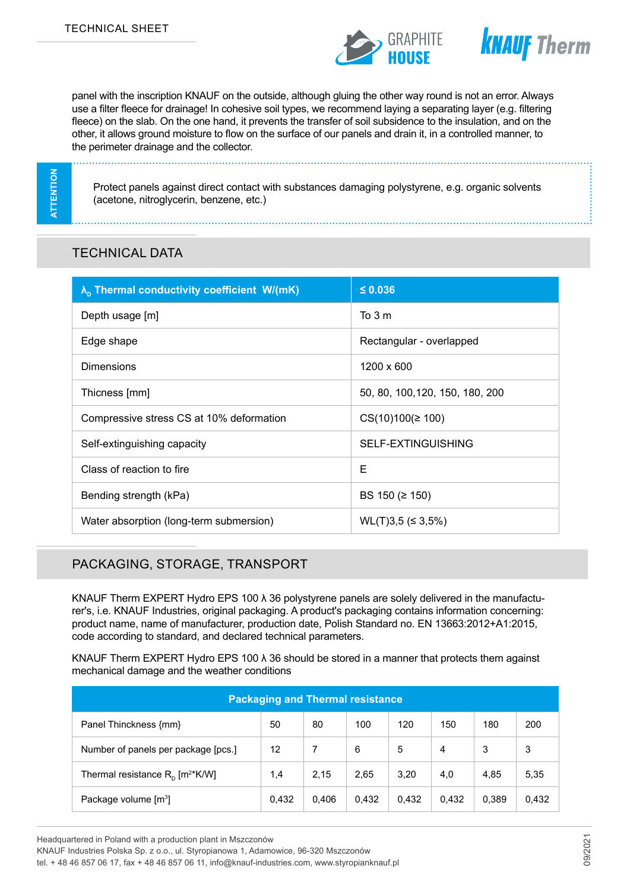panel with the inscription KNAUF on the outside, although gluing the other way round is not an error. Always use a filter fleece for drainage! In cohesive soil types, we recommend laying a separating layer (e.g. filtering fleece) on the slab. On the one hand, it prevents the transfer of soil subsidence to the insulation, and on the other, it allows ground moisture to flow on the surface of our panels and drain it, in a controlled manner, to the perimeter drainage and the collector.

**ATTENTION**

Protect panels against direct contact with substances damaging polystyrene, e.g. organic solvents (acetone, nitroglycerin, benzene, etc.)

## TECHNICAL DATA

| $\lambda_D$ Thermal conductivity coefficient W/(mK) | ≤ 0.036 |
|---|---|
| Depth usage [m] | To 3 m |
| Edge shape | Rectangular - overlapped |
| Dimensions | 1200 x 600 |
| Thicness [mm] | 50, 80, 100,120, 150, 180, 200 |
| Compressive stress CS at 10% deformation | CS(10)100(≥ 100) |
| Self-extinguishing capacity | SELF-EXTINGUISHING |
| Class of reaction to fire | E |
| Bending strength (kPa) | BS 150 (≥ 150) |
| Water absorption (long-term submersion) | WL(T)3,5 (≤ 3,5%) |

## PACKAGING, STORAGE, TRANSPORT

KNAUF Therm EXPERT Hydro EPS 100 λ 36 polystyrene panels are solely delivered in the manufacturer's, i.e. KNAUF Industries, original packaging. A product's packaging contains information concerning: product name, name of manufacturer, production date, Polish Standard no. EN 13663:2012+A1:2015, code according to standard, and declared technical parameters.

KNAUF Therm EXPERT Hydro EPS 100 λ 36 should be stored in a manner that protects them against mechanical damage and the weather conditions

| Packaging and Thermal resistance | | | | | | | |
|---|---|---|---|---|---|---|---|
| Panel Thinckness {mm} | 50 | 80 | 100 | 120 | 150 | 180 | 200 |
| Number of panels per package [pcs.] | 12 | 7 | 6 | 5 | 4 | 3 | 3 |
| Thermal resistance $R_D$ [$m^2$*K/W] | 1,4 | 2,15 | 2,65 | 3,20 | 4,0 | 4,85 | 5,35 |
| Package volume [$m^3$] | 0,432 | 0,406 | 0,432 | 0,432 | 0,432 | 0,389 | 0,432 |

Headquartered in Poland with a production plant in Mszczonów
KNAUF Industries Polska Sp. z o.o., ul. Styropianowa 1, Adamowice, 96-320 Mszczonów
tel. + 48 46 857 06 17, fax + 48 46 857 06 11, info@knauf-industries.com, www.styropianknauf.pl

09/2021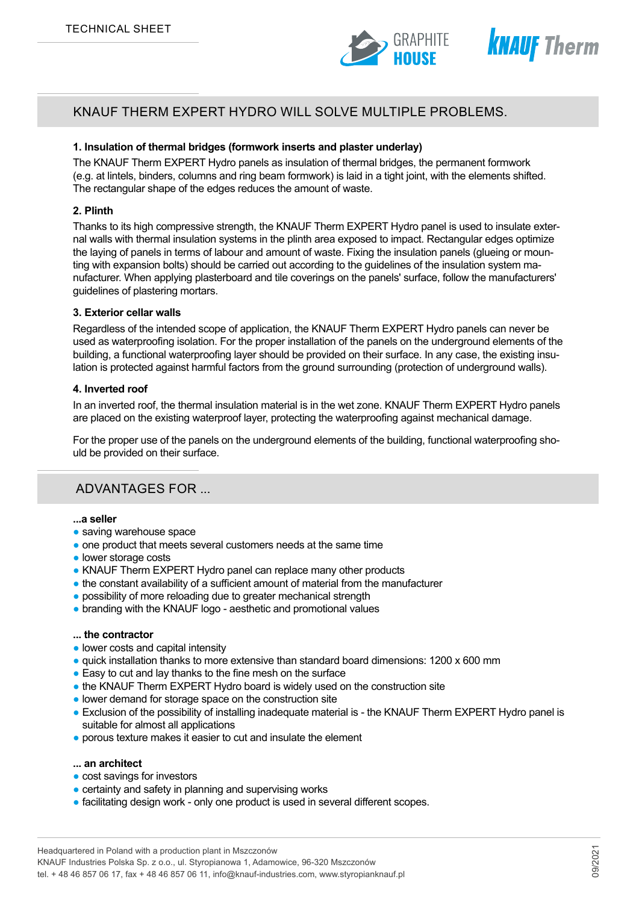TECHNICAL SHEET

## KNAUF THERM EXPERT HYDRO WILL SOLVE MULTIPLE PROBLEMS.

**1. Insulation of thermal bridges (formwork inserts and plaster underlay)**

The KNAUF Therm EXPERT Hydro panels as insulation of thermal bridges, the permanent formwork (e.g. at lintels, binders, columns and ring beam formwork) is laid in a tight joint, with the elements shifted. The rectangular shape of the edges reduces the amount of waste.

**2. Plinth**

Thanks to its high compressive strength, the KNAUF Therm EXPERT Hydro panel is used to insulate external walls with thermal insulation systems in the plinth area exposed to impact. Rectangular edges optimize the laying of panels in terms of labour and amount of waste. Fixing the insulation panels (glueing or mounting with expansion bolts) should be carried out according to the guidelines of the insulation system manufacturer. When applying plasterboard and tile coverings on the panels' surface, follow the manufacturers' guidelines of plastering mortars.

**3. Exterior cellar walls**

Regardless of the intended scope of application, the KNAUF Therm EXPERT Hydro panels can never be used as waterproofing isolation. For the proper installation of the panels on the underground elements of the building, a functional waterproofing layer should be provided on their surface. In any case, the existing insulation is protected against harmful factors from the ground surrounding (protection of underground walls).

**4. Inverted roof**

In an inverted roof, the thermal insulation material is in the wet zone. KNAUF Therm EXPERT Hydro panels are placed on the existing waterproof layer, protecting the waterproofing against mechanical damage.

For the proper use of the panels on the underground elements of the building, functional waterproofing should be provided on their surface.

## ADVANTAGES FOR ...

**...a seller**

- saving warehouse space
- one product that meets several customers needs at the same time
- lower storage costs
- KNAUF Therm EXPERT Hydro panel can replace many other products
- the constant availability of a sufficient amount of material from the manufacturer
- possibility of more reloading due to greater mechanical strength
- branding with the KNAUF logo - aesthetic and promotional values

**... the contractor**

- lower costs and capital intensity
- quick installation thanks to more extensive than standard board dimensions: 1200 x 600 mm
- Easy to cut and lay thanks to the fine mesh on the surface
- the KNAUF Therm EXPERT Hydro board is widely used on the construction site
- lower demand for storage space on the construction site
- Exclusion of the possibility of installing inadequate material is - the KNAUF Therm EXPERT Hydro panel is suitable for almost all applications
- porous texture makes it easier to cut and insulate the element

**... an architect**

- cost savings for investors
- certainty and safety in planning and supervising works
- facilitating design work - only one product is used in several different scopes.

Headquartered in Poland with a production plant in Mszczonów
KNAUF Industries Polska Sp. z o.o., ul. Styropianowa 1, Adamowice, 96-320 Mszczonów
tel. + 48 46 857 06 17, fax + 48 46 857 06 11, info@knauf-industries.com, www.styropianknauf.pl

09/2021